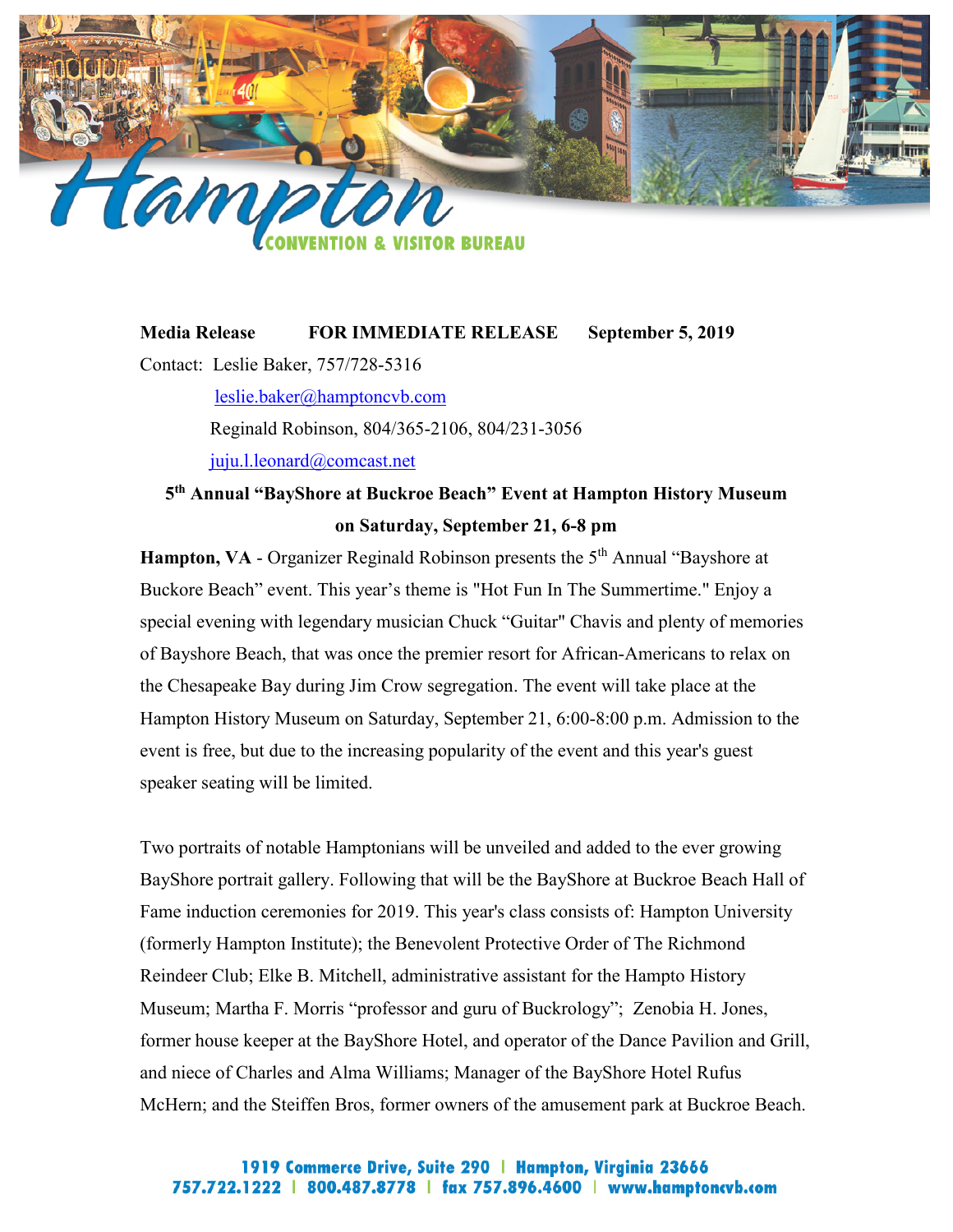Hampton CONVENTION & VISITOR BUREAU

**Media Release** **FOR IMMEDIATE RELEASE** **September 5, 2019**

Contact: Leslie Baker, 757/728-5316
leslie.baker@hamptoncvb.com
Reginald Robinson, 804/365-2106, 804/231-3056
juju.l.leonard@comcast.net

## 5th Annual "BayShore at Buckroe Beach" Event at Hampton History Museum on Saturday, September 21, 6-8 pm

**Hampton, VA** - Organizer Reginald Robinson presents the 5th Annual "Bayshore at Buckore Beach" event. This year's theme is "Hot Fun In The Summertime." Enjoy a special evening with legendary musician Chuck "Guitar" Chavis and plenty of memories of Bayshore Beach, that was once the premier resort for African-Americans to relax on the Chesapeake Bay during Jim Crow segregation. The event will take place at the Hampton History Museum on Saturday, September 21, 6:00-8:00 p.m. Admission to the event is free, but due to the increasing popularity of the event and this year's guest speaker seating will be limited.

Two portraits of notable Hamptonians will be unveiled and added to the ever growing BayShore portrait gallery. Following that will be the BayShore at Buckroe Beach Hall of Fame induction ceremonies for 2019. This year's class consists of: Hampton University (formerly Hampton Institute); the Benevolent Protective Order of The Richmond Reindeer Club; Elke B. Mitchell, administrative assistant for the Hampto History Museum; Martha F. Morris "professor and guru of Buckrology"; Zenobia H. Jones, former house keeper at the BayShore Hotel, and operator of the Dance Pavilion and Grill, and niece of Charles and Alma Williams; Manager of the BayShore Hotel Rufus McHern; and the Steiffen Bros, former owners of the amusement park at Buckroe Beach.

1919 Commerce Drive, Suite 290 | Hampton, Virginia 23666
757.722.1222 | 800.487.8778 | fax 757.896.4600 | www.hamptoncvb.com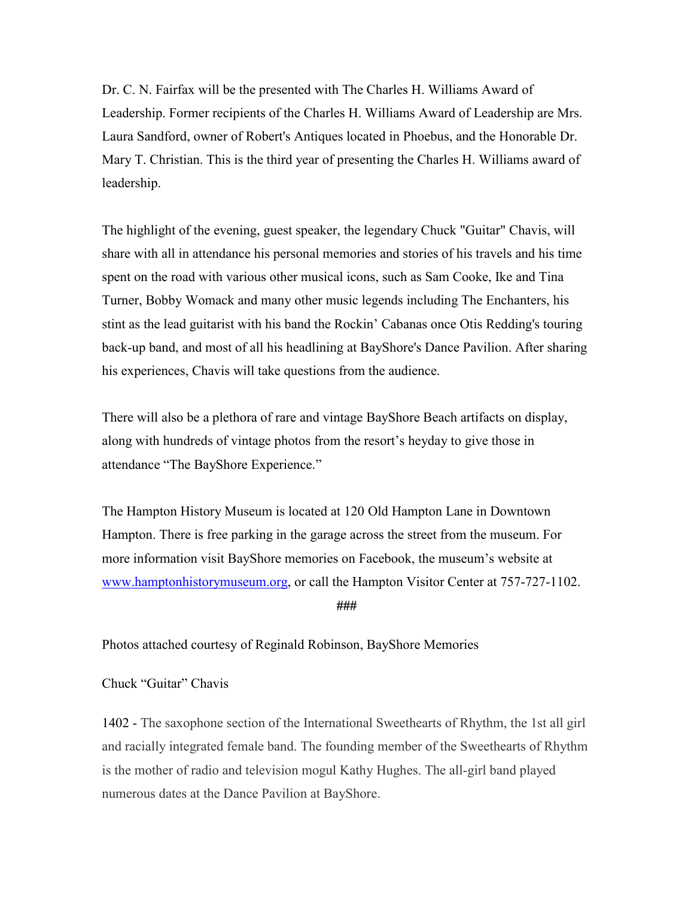Dr. C. N. Fairfax will be the presented with The Charles H. Williams Award of Leadership. Former recipients of the Charles H. Williams Award of Leadership are Mrs. Laura Sandford, owner of Robert's Antiques located in Phoebus, and the Honorable Dr. Mary T. Christian. This is the third year of presenting the Charles H. Williams award of leadership.

The highlight of the evening, guest speaker, the legendary Chuck "Guitar" Chavis, will share with all in attendance his personal memories and stories of his travels and his time spent on the road with various other musical icons, such as Sam Cooke, Ike and Tina Turner, Bobby Womack and many other music legends including The Enchanters, his stint as the lead guitarist with his band the Rockin' Cabanas once Otis Redding's touring back-up band, and most of all his headlining at BayShore's Dance Pavilion. After sharing his experiences, Chavis will take questions from the audience.

There will also be a plethora of rare and vintage BayShore Beach artifacts on display, along with hundreds of vintage photos from the resort's heyday to give those in attendance "The BayShore Experience."

The Hampton History Museum is located at 120 Old Hampton Lane in Downtown Hampton. There is free parking in the garage across the street from the museum. For more information visit BayShore memories on Facebook, the museum's website at [www.hamptonhistorymuseum.org](http://www.hamptonhistorymuseum.org), or call the Hampton Visitor Center at 757-727-1102.

###

Photos attached courtesy of Reginald Robinson, BayShore Memories

Chuck "Guitar" Chavis

1402 - The saxophone section of the International Sweethearts of Rhythm, the 1st all girl and racially integrated female band. The founding member of the Sweethearts of Rhythm is the mother of radio and television mogul Kathy Hughes. The all-girl band played numerous dates at the Dance Pavilion at BayShore.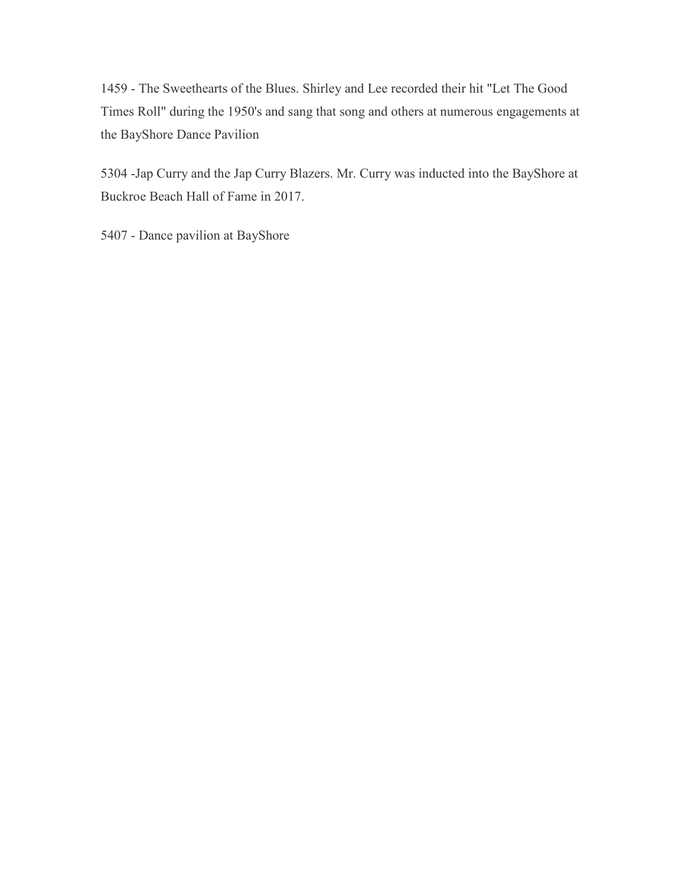1459 - The Sweethearts of the Blues. Shirley and Lee recorded their hit "Let The Good Times Roll" during the 1950's and sang that song and others at numerous engagements at the BayShore Dance Pavilion

5304 -Jap Curry and the Jap Curry Blazers. Mr. Curry was inducted into the BayShore at Buckroe Beach Hall of Fame in 2017.

5407 - Dance pavilion at BayShore